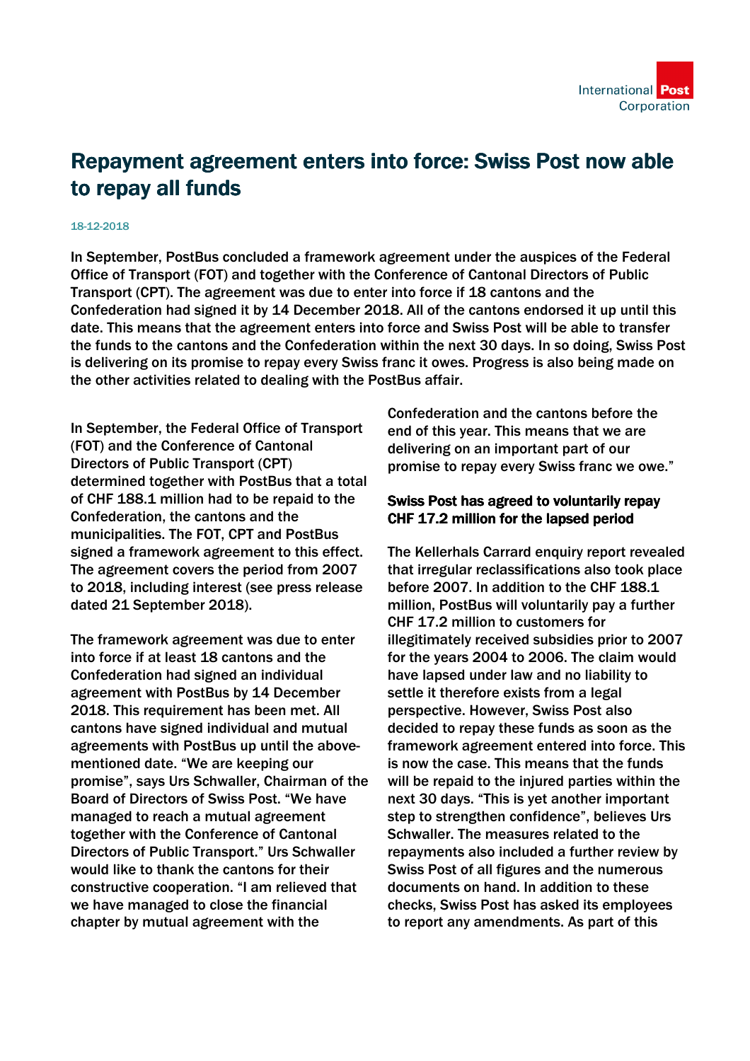# Repayment agreement enters into force: Swiss Post now able to repay all funds

18-12-2018

In September, PostBus concluded a framework agreement under the auspices of the Federal Office of Transport (FOT) and together with the Conference of Cantonal Directors of Public Transport (CPT). The agreement was due to enter into force if 18 cantons and the Confederation had signed it by 14 December 2018. All of the cantons endorsed it up until this date. This means that the agreement enters into force and Swiss Post will be able to transfer the funds to the cantons and the Confederation within the next 30 days. In so doing, Swiss Post is delivering on its promise to repay every Swiss franc it owes. Progress is also being made on the other activities related to dealing with the PostBus affair.

In September, the Federal Office of Transport (FOT) and the Conference of Cantonal Directors of Public Transport (CPT) determined together with PostBus that a total of CHF 188.1 million had to be repaid to the Confederation, the cantons and the municipalities. The FOT, CPT and PostBus signed a framework agreement to this effect. The agreement covers the period from 2007 to 2018, including interest (see press release dated 21 September 2018).

The framework agreement was due to enter into force if at least 18 cantons and the Confederation had signed an individual agreement with PostBus by 14 December 2018. This requirement has been met. All cantons have signed individual and mutual agreements with PostBus up until the above-mentioned date. “We are keeping our promise”, says Urs Schwaller, Chairman of the Board of Directors of Swiss Post. “We have managed to reach a mutual agreement together with the Conference of Cantonal Directors of Public Transport.” Urs Schwaller would like to thank the cantons for their constructive cooperation. “I am relieved that we have managed to close the financial chapter by mutual agreement with the Confederation and the cantons before the end of this year. This means that we are delivering on an important part of our promise to repay every Swiss franc we owe.”

**Swiss Post has agreed to voluntarily repay CHF 17.2 million for the lapsed period**

The Kellerhals Carrard enquiry report revealed that irregular reclassifications also took place before 2007. In addition to the CHF 188.1 million, PostBus will voluntarily pay a further CHF 17.2 million to customers for illegitimately received subsidies prior to 2007 for the years 2004 to 2006. The claim would have lapsed under law and no liability to settle it therefore exists from a legal perspective. However, Swiss Post also decided to repay these funds as soon as the framework agreement entered into force. This is now the case. This means that the funds will be repaid to the injured parties within the next 30 days. “This is yet another important step to strengthen confidence”, believes Urs Schwaller. The measures related to the repayments also included a further review by Swiss Post of all figures and the numerous documents on hand. In addition to these checks, Swiss Post has asked its employees to report any amendments. As part of this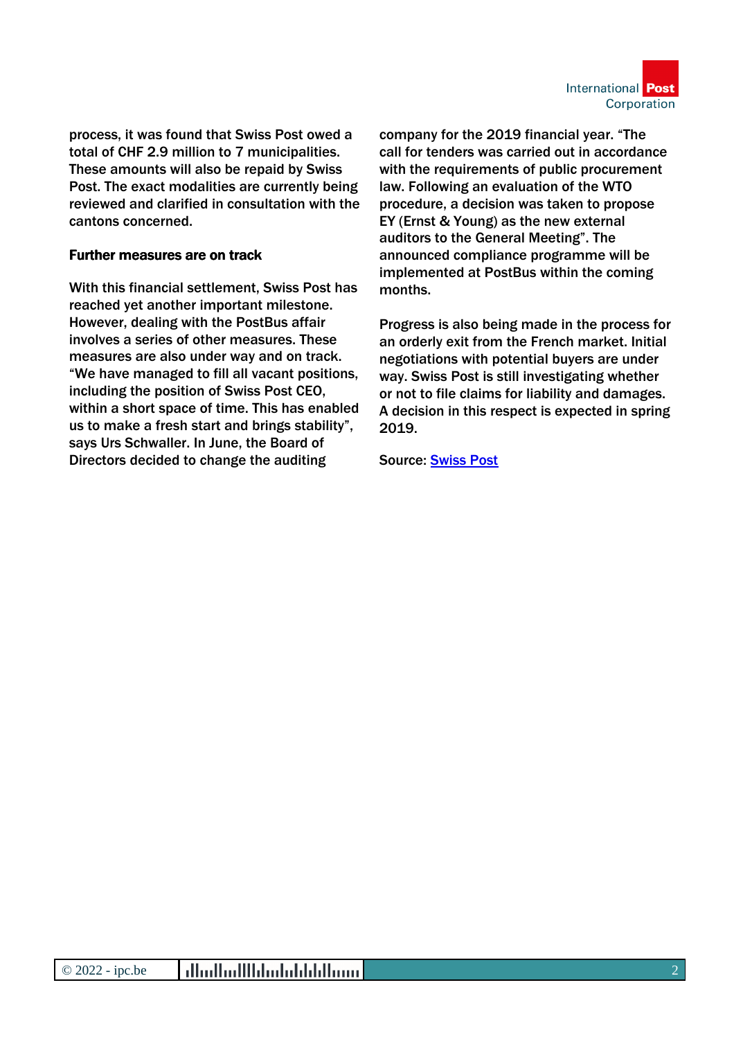process, it was found that Swiss Post owed a total of CHF 2.9 million to 7 municipalities. These amounts will also be repaid by Swiss Post. The exact modalities are currently being reviewed and clarified in consultation with the cantons concerned.

**Further measures are on track**

With this financial settlement, Swiss Post has reached yet another important milestone. However, dealing with the PostBus affair involves a series of other measures. These measures are also under way and on track. "We have managed to fill all vacant positions, including the position of Swiss Post CEO, within a short space of time. This has enabled us to make a fresh start and brings stability", says Urs Schwaller. In June, the Board of Directors decided to change the auditing company for the 2019 financial year. "The call for tenders was carried out in accordance with the requirements of public procurement law. Following an evaluation of the WTO procedure, a decision was taken to propose EY (Ernst & Young) as the new external auditors to the General Meeting". The announced compliance programme will be implemented at PostBus within the coming months.

Progress is also being made in the process for an orderly exit from the French market. Initial negotiations with potential buyers are under way. Swiss Post is still investigating whether or not to file claims for liability and damages. A decision in this respect is expected in spring 2019.

Source: [Swiss Post]()